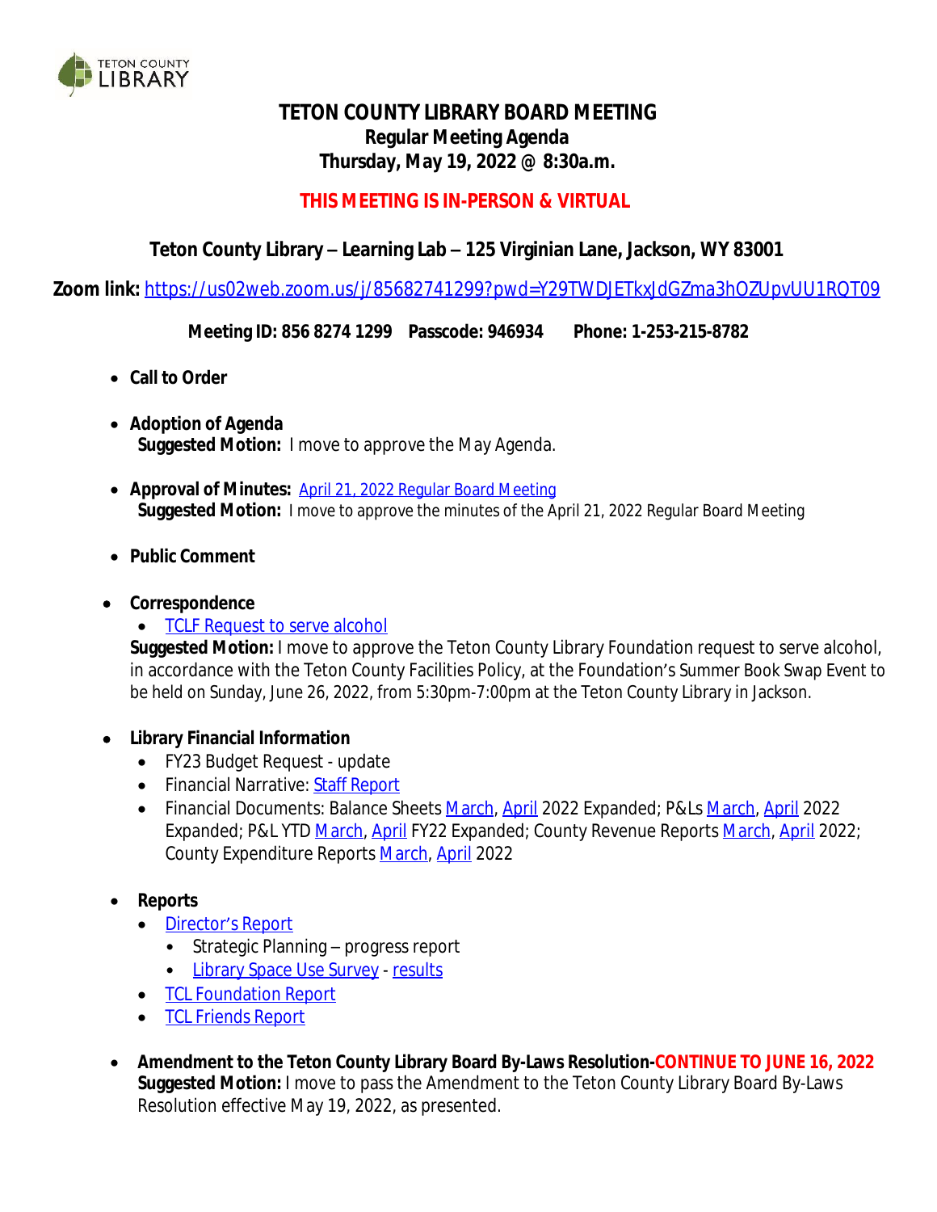TETON COUNTY LIBRARY

# TETON COUNTY LIBRARY BOARD MEETING

## Regular Meeting Agenda

## Thursday, May 19, 2022 @ 8:30a.m.

**THIS MEETING IS IN-PERSON & VIRTUAL**

**Teton County Library – Learning Lab – 125 Virginian Lane, Jackson, WY 83001**

**Zoom link:** https://us02web.zoom.us/j/85682741299?pwd=Y29TWDJETkxJdGZma3hOZUpvUU1RQT09

**Meeting ID: 856 8274 1299  Passcode: 946934  Phone: 1-253-215-8782**

- **Call to Order**
- **Adoption of Agenda**
  **Suggested Motion:** I move to approve the May Agenda.
- **Approval of Minutes:** April 21, 2022 Regular Board Meeting
  **Suggested Motion:** I move to approve the minutes of the April 21, 2022 Regular Board Meeting
- **Public Comment**
- **Correspondence**
  - TCLF Request to serve alcohol

  **Suggested Motion:** I move to approve the Teton County Library Foundation request to serve alcohol, in accordance with the Teton County Facilities Policy, at the Foundation's Summer Book Swap Event to be held on Sunday, June 26, 2022, from 5:30pm-7:00pm at the Teton County Library in Jackson.
- **Library Financial Information**
  - FY23 Budget Request - update
  - Financial Narrative: Staff Report
  - Financial Documents: Balance Sheets March, April 2022 Expanded; P&Ls March, April 2022 Expanded; P&L YTD March, April FY22 Expanded; County Revenue Reports March, April 2022; County Expenditure Reports March, April 2022
- **Reports**
  - Director's Report
    - Strategic Planning – progress report
    - Library Space Use Survey - results
  - TCL Foundation Report
  - TCL Friends Report
- **Amendment to the Teton County Library Board By-Laws Resolution-CONTINUE TO JUNE 16, 2022**
  **Suggested Motion:** I move to pass the Amendment to the Teton County Library Board By-Laws Resolution effective May 19, 2022, as presented.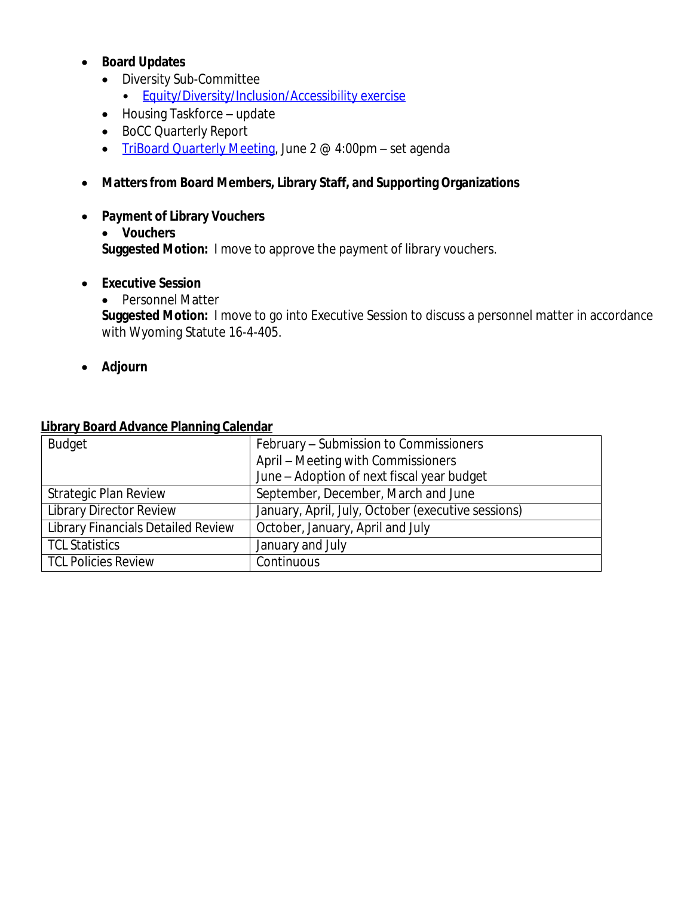- **Board Updates**
  - Diversity Sub-Committee
    - Equity/Diversity/Inclusion/Accessibility exercise
  - Housing Taskforce – update
  - BoCC Quarterly Report
  - TriBoard Quarterly Meeting, June 2 @ 4:00pm – set agenda

- **Matters from Board Members, Library Staff, and Supporting Organizations**

- **Payment of Library Vouchers**
  - **Vouchers**

  **Suggested Motion:** I move to approve the payment of library vouchers.

- **Executive Session**
  - Personnel Matter

  **Suggested Motion:** I move to go into Executive Session to discuss a personnel matter in accordance with Wyoming Statute 16-4-405.

- **Adjourn**

**Library Board Advance Planning Calendar**

| | |
|---|---|
| Budget | February – Submission to Commissioners<br>April – Meeting with Commissioners<br>June – Adoption of next fiscal year budget |
| Strategic Plan Review | September, December, March and June |
| Library Director Review | January, April, July, October (executive sessions) |
| Library Financials Detailed Review | October, January, April and July |
| TCL Statistics | January and July |
| TCL Policies Review | Continuous |